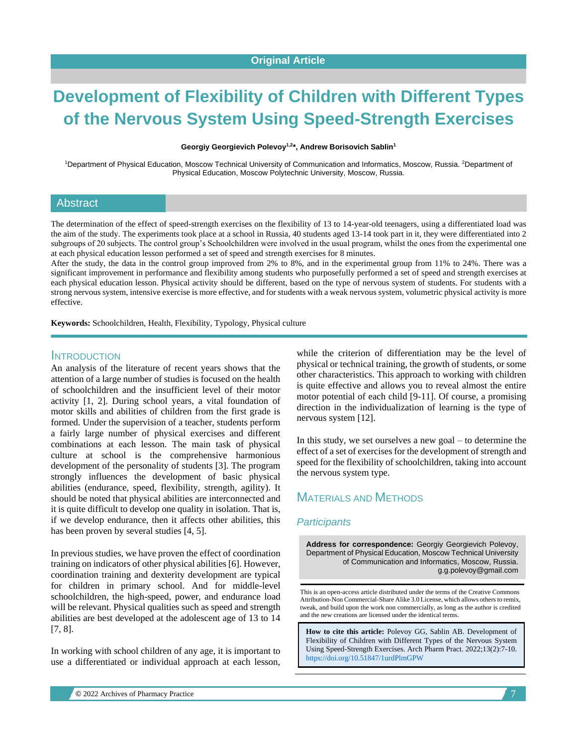Original Article

# Development of Flexibility of Children with Different Types of the Nervous System Using Speed-Strength Exercises

**Georgiy Georgievich Polevoy[1,2]*, Andrew Borisovich Sablin[1]**

[1]Department of Physical Education, Moscow Technical University of Communication and Informatics, Moscow, Russia. [2]Department of Physical Education, Moscow Polytechnic University, Moscow, Russia.

## Abstract

The determination of the effect of speed-strength exercises on the flexibility of 13 to 14-year-old teenagers, using a differentiated load was the aim of the study. The experiments took place at a school in Russia, 40 students aged 13-14 took part in it, they were differentiated into 2 subgroups of 20 subjects. The control group's Schoolchildren were involved in the usual program, whilst the ones from the experimental one at each physical education lesson performed a set of speed and strength exercises for 8 minutes.

After the study, the data in the control group improved from 2% to 8%, and in the experimental group from 11% to 24%. There was a significant improvement in performance and flexibility among students who purposefully performed a set of speed and strength exercises at each physical education lesson. Physical activity should be different, based on the type of nervous system of students. For students with a strong nervous system, intensive exercise is more effective, and for students with a weak nervous system, volumetric physical activity is more effective.

**Keywords:** Schoolchildren, Health, Flexibility, Typology, Physical culture

## Introduction

An analysis of the literature of recent years shows that the attention of a large number of studies is focused on the health of schoolchildren and the insufficient level of their motor activity [1, 2]. During school years, a vital foundation of motor skills and abilities of children from the first grade is formed. Under the supervision of a teacher, students perform a fairly large number of physical exercises and different combinations at each lesson. The main task of physical culture at school is the comprehensive harmonious development of the personality of students [3]. The program strongly influences the development of basic physical abilities (endurance, speed, flexibility, strength, agility). It should be noted that physical abilities are interconnected and it is quite difficult to develop one quality in isolation. That is, if we develop endurance, then it affects other abilities, this has been proven by several studies [4, 5].

In previous studies, we have proven the effect of coordination training on indicators of other physical abilities [6]. However, coordination training and dexterity development are typical for children in primary school. And for middle-level schoolchildren, the high-speed, power, and endurance load will be relevant. Physical qualities such as speed and strength abilities are best developed at the adolescent age of 13 to 14 [7, 8].

In working with school children of any age, it is important to use a differentiated or individual approach at each lesson, while the criterion of differentiation may be the level of physical or technical training, the growth of students, or some other characteristics. This approach to working with children is quite effective and allows you to reveal almost the entire motor potential of each child [9-11]. Of course, a promising direction in the individualization of learning is the type of nervous system [12].

In this study, we set ourselves a new goal – to determine the effect of a set of exercises for the development of strength and speed for the flexibility of schoolchildren, taking into account the nervous system type.

## Materials and Methods

### *Participants*

**Address for correspondence:** Georgiy Georgievich Polevoy, Department of Physical Education, Moscow Technical University of Communication and Informatics, Moscow, Russia. g.g.polevoy@gmail.com

This is an open-access article distributed under the terms of the Creative Commons Attribution-Non Commercial-Share Alike 3.0 License, which allows others to remix, tweak, and build upon the work non commercially, as long as the author is credited and the new creations are licensed under the identical terms.

**How to cite this article:** Polevoy GG, Sablin AB. Development of Flexibility of Children with Different Types of the Nervous System Using Speed-Strength Exercises. Arch Pharm Pract. 2022;13(2):7-10. https://doi.org/10.51847/1urdPlmGPW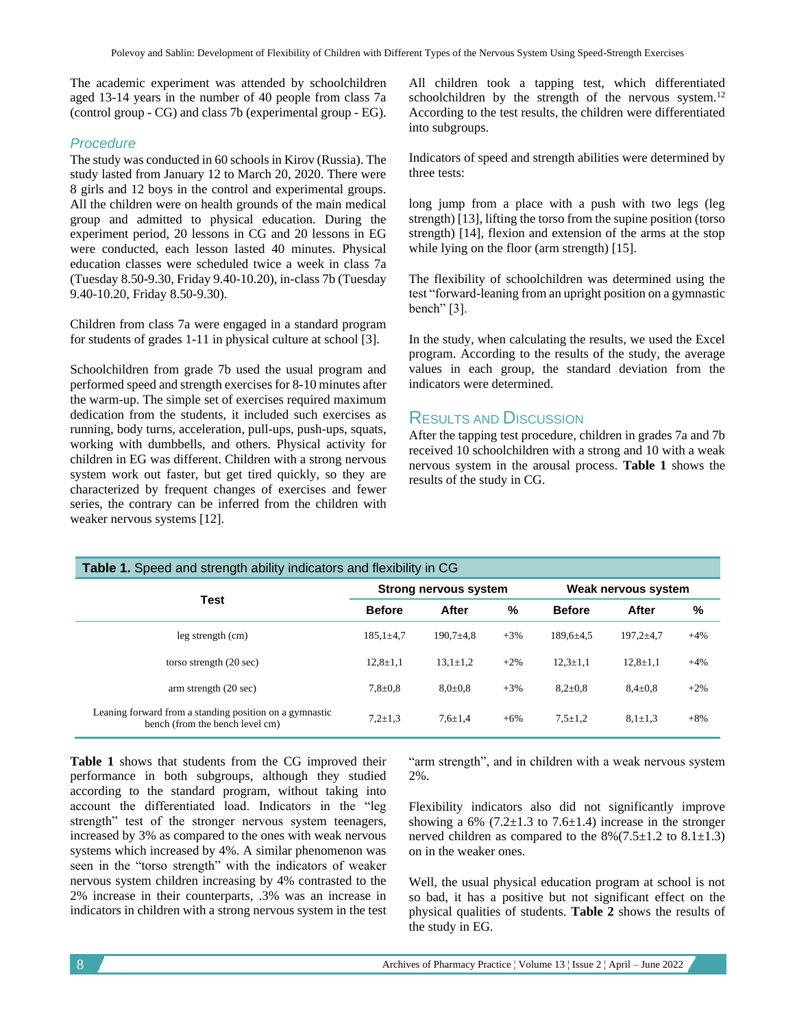The academic experiment was attended by schoolchildren aged 13-14 years in the number of 40 people from class 7a (control group - CG) and class 7b (experimental group - EG).

### *Procedure*

The study was conducted in 60 schools in Kirov (Russia). The study lasted from January 12 to March 20, 2020. There were 8 girls and 12 boys in the control and experimental groups. All the children were on health grounds of the main medical group and admitted to physical education. During the experiment period, 20 lessons in CG and 20 lessons in EG were conducted, each lesson lasted 40 minutes. Physical education classes were scheduled twice a week in class 7a (Tuesday 8.50-9.30, Friday 9.40-10.20), in-class 7b (Tuesday 9.40-10.20, Friday 8.50-9.30).

Children from class 7a were engaged in a standard program for students of grades 1-11 in physical culture at school [3].

Schoolchildren from grade 7b used the usual program and performed speed and strength exercises for 8-10 minutes after the warm-up. The simple set of exercises required maximum dedication from the students, it included such exercises as running, body turns, acceleration, pull-ups, push-ups, squats, working with dumbbells, and others. Physical activity for children in EG was different. Children with a strong nervous system work out faster, but get tired quickly, so they are characterized by frequent changes of exercises and fewer series, the contrary can be inferred from the children with weaker nervous systems [12].

All children took a tapping test, which differentiated schoolchildren by the strength of the nervous system.[12] According to the test results, the children were differentiated into subgroups.

Indicators of speed and strength abilities were determined by three tests:

long jump from a place with a push with two legs (leg strength) [13], lifting the torso from the supine position (torso strength) [14], flexion and extension of the arms at the stop while lying on the floor (arm strength) [15].

The flexibility of schoolchildren was determined using the test "forward-leaning from an upright position on a gymnastic bench" [3].

In the study, when calculating the results, we used the Excel program. According to the results of the study, the average values in each group, the standard deviation from the indicators were determined.

## Results and Discussion

After the tapping test procedure, children in grades 7a and 7b received 10 schoolchildren with a strong and 10 with a weak nervous system in the arousal process. **Table 1** shows the results of the study in CG.

**Table 1.** Speed and strength ability indicators and flexibility in CG

| Test | Strong nervous system | | | Weak nervous system | | |
|---|---|---|---|---|---|---|
| | Before | After | % | Before | After | % |
| leg strength (cm) | 185,1±4,7 | 190,7±4,8 | +3% | 189,6±4,5 | 197,2±4,7 | +4% |
| torso strength (20 sec) | 12,8±1,1 | 13,1±1,2 | +2% | 12,3±1,1 | 12,8±1,1 | +4% |
| arm strength (20 sec) | 7,8±0,8 | 8,0±0,8 | +3% | 8,2±0,8 | 8,4±0,8 | +2% |
| Leaning forward from a standing position on a gymnastic bench (from the bench level cm) | 7,2±1,3 | 7,6±1,4 | +6% | 7,5±1,2 | 8,1±1,3 | +8% |

**Table 1** shows that students from the CG improved their performance in both subgroups, although they studied according to the standard program, without taking into account the differentiated load. Indicators in the "leg strength" test of the stronger nervous system teenagers, increased by 3% as compared to the ones with weak nervous systems which increased by 4%. A similar phenomenon was seen in the "torso strength" with the indicators of weaker nervous system children increasing by 4% contrasted to the 2% increase in their counterparts, .3% was an increase in indicators in children with a strong nervous system in the test "arm strength", and in children with a weak nervous system 2%.

Flexibility indicators also did not significantly improve showing a 6% (7.2±1.3 to 7.6±1.4) increase in the stronger nerved children as compared to the 8%(7.5±1.2 to 8.1±1.3) on in the weaker ones.

Well, the usual physical education program at school is not so bad, it has a positive but not significant effect on the physical qualities of students. **Table 2** shows the results of the study in EG.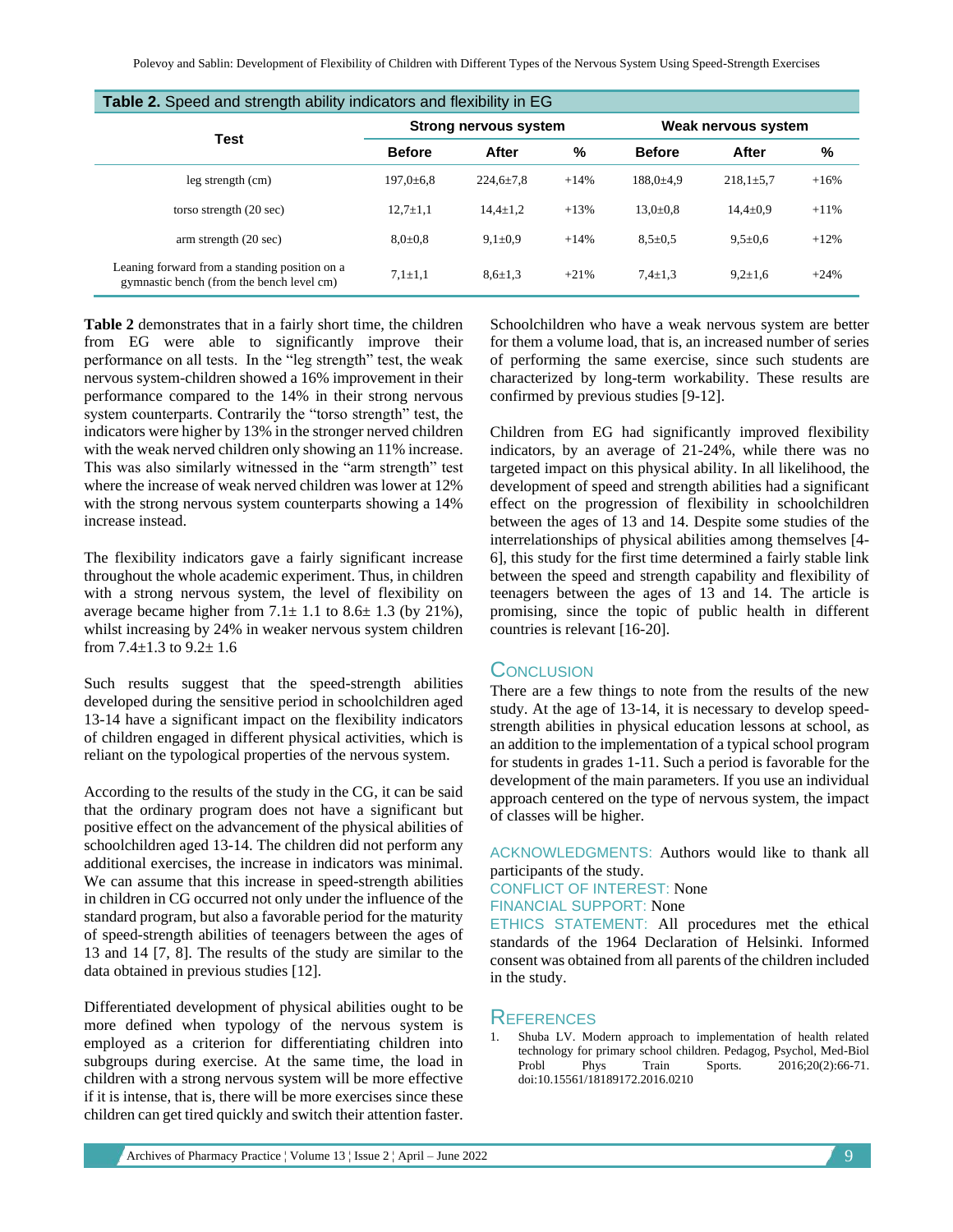**Table 2.** Speed and strength ability indicators and flexibility in EG

| Test | Strong nervous system | | | Weak nervous system | | |
|---|---|---|---|---|---|---|
| | Before | After | % | Before | After | % |
| leg strength (cm) | 197,0±6,8 | 224,6±7,8 | +14% | 188,0±4,9 | 218,1±5,7 | +16% |
| torso strength (20 sec) | 12,7±1,1 | 14,4±1,2 | +13% | 13,0±0,8 | 14,4±0,9 | +11% |
| arm strength (20 sec) | 8,0±0,8 | 9,1±0,9 | +14% | 8,5±0,5 | 9,5±0,6 | +12% |
| Leaning forward from a standing position on a gymnastic bench (from the bench level cm) | 7,1±1,1 | 8,6±1,3 | +21% | 7,4±1,3 | 9,2±1,6 | +24% |

**Table 2** demonstrates that in a fairly short time, the children from EG were able to significantly improve their performance on all tests. In the "leg strength" test, the weak nervous system-children showed a 16% improvement in their performance compared to the 14% in their strong nervous system counterparts. Contrarily the "torso strength" test, the indicators were higher by 13% in the stronger nerved children with the weak nerved children only showing an 11% increase. This was also similarly witnessed in the "arm strength" test where the increase of weak nerved children was lower at 12% with the strong nervous system counterparts showing a 14% increase instead.

The flexibility indicators gave a fairly significant increase throughout the whole academic experiment. Thus, in children with a strong nervous system, the level of flexibility on average became higher from 7.1± 1.1 to 8.6± 1.3 (by 21%), whilst increasing by 24% in weaker nervous system children from 7.4±1.3 to 9.2± 1.6

Such results suggest that the speed-strength abilities developed during the sensitive period in schoolchildren aged 13-14 have a significant impact on the flexibility indicators of children engaged in different physical activities, which is reliant on the typological properties of the nervous system.

According to the results of the study in the CG, it can be said that the ordinary program does not have a significant but positive effect on the advancement of the physical abilities of schoolchildren aged 13-14. The children did not perform any additional exercises, the increase in indicators was minimal. We can assume that this increase in speed-strength abilities in children in CG occurred not only under the influence of the standard program, but also a favorable period for the maturity of speed-strength abilities of teenagers between the ages of 13 and 14 [7, 8]. The results of the study are similar to the data obtained in previous studies [12].

Differentiated development of physical abilities ought to be more defined when typology of the nervous system is employed as a criterion for differentiating children into subgroups during exercise. At the same time, the load in children with a strong nervous system will be more effective if it is intense, that is, there will be more exercises since these children can get tired quickly and switch their attention faster. Schoolchildren who have a weak nervous system are better for them a volume load, that is, an increased number of series of performing the same exercise, since such students are characterized by long-term workability. These results are confirmed by previous studies [9-12].

Children from EG had significantly improved flexibility indicators, by an average of 21-24%, while there was no targeted impact on this physical ability. In all likelihood, the development of speed and strength abilities had a significant effect on the progression of flexibility in schoolchildren between the ages of 13 and 14. Despite some studies of the interrelationships of physical abilities among themselves [4-6], this study for the first time determined a fairly stable link between the speed and strength capability and flexibility of teenagers between the ages of 13 and 14. The article is promising, since the topic of public health in different countries is relevant [16-20].

## Conclusion

There are a few things to note from the results of the new study. At the age of 13-14, it is necessary to develop speed-strength abilities in physical education lessons at school, as an addition to the implementation of a typical school program for students in grades 1-11. Such a period is favorable for the development of the main parameters. If you use an individual approach centered on the type of nervous system, the impact of classes will be higher.

ACKNOWLEDGMENTS: Authors would like to thank all participants of the study.
CONFLICT OF INTEREST: None
FINANCIAL SUPPORT: None
ETHICS STATEMENT: All procedures met the ethical standards of the 1964 Declaration of Helsinki. Informed consent was obtained from all parents of the children included in the study.

## References

1. Shuba LV. Modern approach to implementation of health related technology for primary school children. Pedagog, Psychol, Med-Biol Probl Phys Train Sports. 2016;20(2):66-71. doi:10.15561/18189172.2016.0210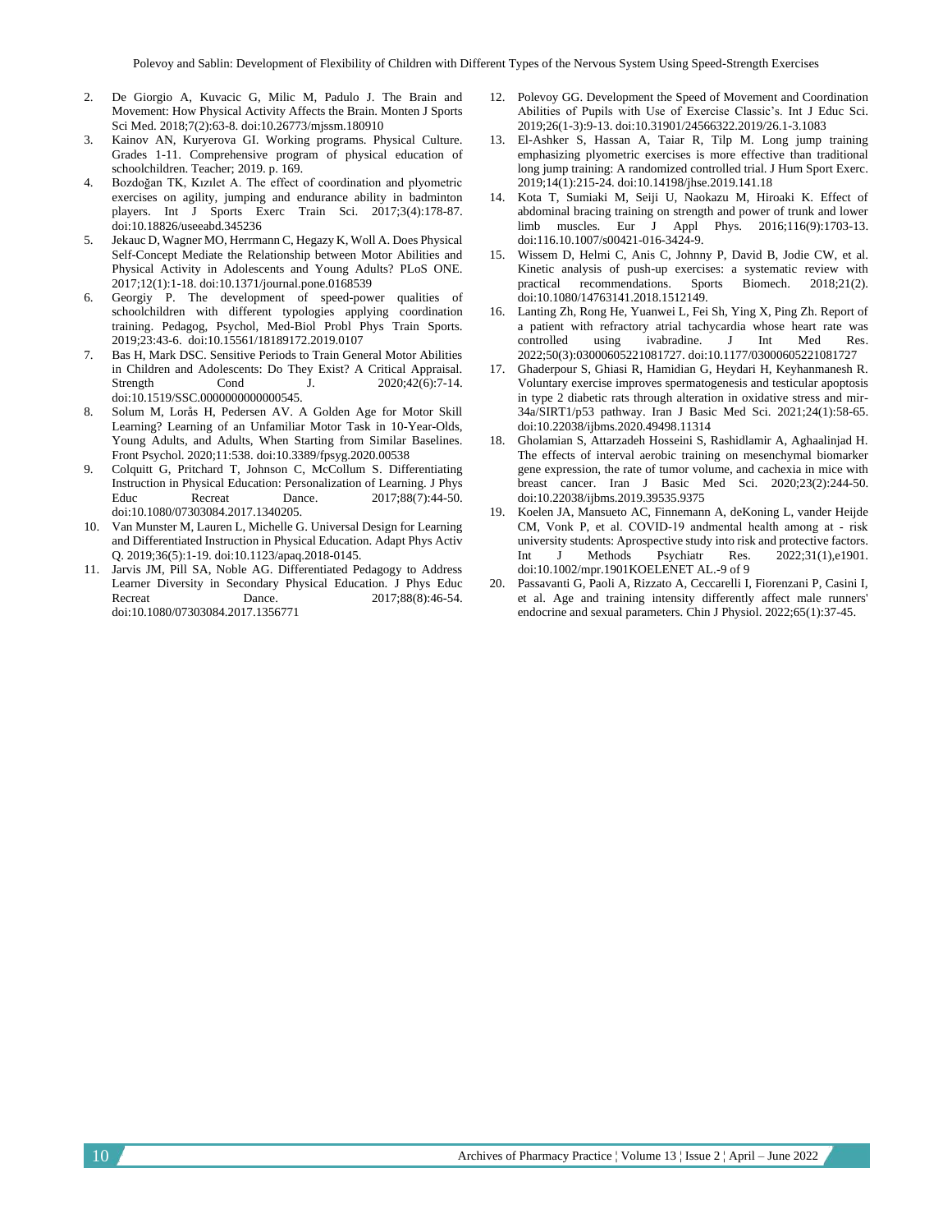2. De Giorgio A, Kuvacic G, Milic M, Padulo J. The Brain and Movement: How Physical Activity Affects the Brain. Monten J Sports Sci Med. 2018;7(2):63-8. doi:10.26773/mjssm.180910
3. Kainov AN, Kuryerova GI. Working programs. Physical Culture. Grades 1-11. Comprehensive program of physical education of schoolchildren. Teacher; 2019. p. 169.
4. Bozdoğan TK, Kızılet A. The effect of coordination and plyometric exercises on agility, jumping and endurance ability in badminton players. Int J Sports Exerc Train Sci. 2017;3(4):178-87. doi:10.18826/useeabd.345236
5. Jekauc D, Wagner MO, Herrmann C, Hegazy K, Woll A. Does Physical Self-Concept Mediate the Relationship between Motor Abilities and Physical Activity in Adolescents and Young Adults? PLoS ONE. 2017;12(1):1-18. doi:10.1371/journal.pone.0168539
6. Georgiy P. The development of speed-power qualities of schoolchildren with different typologies applying coordination training. Pedagog, Psychol, Med-Biol Probl Phys Train Sports. 2019;23:43-6. doi:10.15561/18189172.2019.0107
7. Bas H, Mark DSC. Sensitive Periods to Train General Motor Abilities in Children and Adolescents: Do They Exist? A Critical Appraisal. Strength Cond J. 2020;42(6):7-14. doi:10.1519/SSC.0000000000000545.
8. Solum M, Lorås H, Pedersen AV. A Golden Age for Motor Skill Learning? Learning of an Unfamiliar Motor Task in 10-Year-Olds, Young Adults, and Adults, When Starting from Similar Baselines. Front Psychol. 2020;11:538. doi:10.3389/fpsyg.2020.00538
9. Colquitt G, Pritchard T, Johnson C, McCollum S. Differentiating Instruction in Physical Education: Personalization of Learning. J Phys Educ Recreat Dance. 2017;88(7):44-50. doi:10.1080/07303084.2017.1340205.
10. Van Munster M, Lauren L, Michelle G. Universal Design for Learning and Differentiated Instruction in Physical Education. Adapt Phys Activ Q. 2019;36(5):1-19. doi:10.1123/apaq.2018-0145.
11. Jarvis JM, Pill SA, Noble AG. Differentiated Pedagogy to Address Learner Diversity in Secondary Physical Education. J Phys Educ Recreat Dance. 2017;88(8):46-54. doi:10.1080/07303084.2017.1356771
12. Polevoy GG. Development the Speed of Movement and Coordination Abilities of Pupils with Use of Exercise Classic's. Int J Educ Sci. 2019;26(1-3):9-13. doi:10.31901/24566322.2019/26.1-3.1083
13. El-Ashker S, Hassan A, Taiar R, Tilp M. Long jump training emphasizing plyometric exercises is more effective than traditional long jump training: A randomized controlled trial. J Hum Sport Exerc. 2019;14(1):215-24. doi:10.14198/jhse.2019.141.18
14. Kota T, Sumiaki M, Seiji U, Naokazu M, Hiroaki K. Effect of abdominal bracing training on strength and power of trunk and lower limb muscles. Eur J Appl Phys. 2016;116(9):1703-13. doi:116.10.1007/s00421-016-3424-9.
15. Wissem D, Helmi C, Anis C, Johnny P, David B, Jodie CW, et al. Kinetic analysis of push-up exercises: a systematic review with practical recommendations. Sports Biomech. 2018;21(2). doi:10.1080/14763141.2018.1512149.
16. Lanting Zh, Rong He, Yuanwei L, Fei Sh, Ying X, Ping Zh. Report of a patient with refractory atrial tachycardia whose heart rate was controlled using ivabradine. J Int Med Res. 2022;50(3):03000605221081727. doi:10.1177/03000605221081727
17. Ghaderpour S, Ghiasi R, Hamidian G, Heydari H, Keyhanmanesh R. Voluntary exercise improves spermatogenesis and testicular apoptosis in type 2 diabetic rats through alteration in oxidative stress and mir-34a/SIRT1/p53 pathway. Iran J Basic Med Sci. 2021;24(1):58-65. doi:10.22038/ijbms.2020.49498.11314
18. Gholamian S, Attarzadeh Hosseini S, Rashidlamir A, Aghaalinjad H. The effects of interval aerobic training on mesenchymal biomarker gene expression, the rate of tumor volume, and cachexia in mice with breast cancer. Iran J Basic Med Sci. 2020;23(2):244-50. doi:10.22038/ijbms.2019.39535.9375
19. Koelen JA, Mansueto AC, Finnemann A, deKoning L, vander Heijde CM, Vonk P, et al. COVID-19 andmental health among at - risk university students: Aprospective study into risk and protective factors. Int J Methods Psychiatr Res. 2022;31(1),e1901. doi:10.1002/mpr.1901KOELENET AL.-9 of 9
20. Passavanti G, Paoli A, Rizzato A, Ceccarelli I, Fiorenzani P, Casini I, et al. Age and training intensity differently affect male runners' endocrine and sexual parameters. Chin J Physiol. 2022;65(1):37-45.